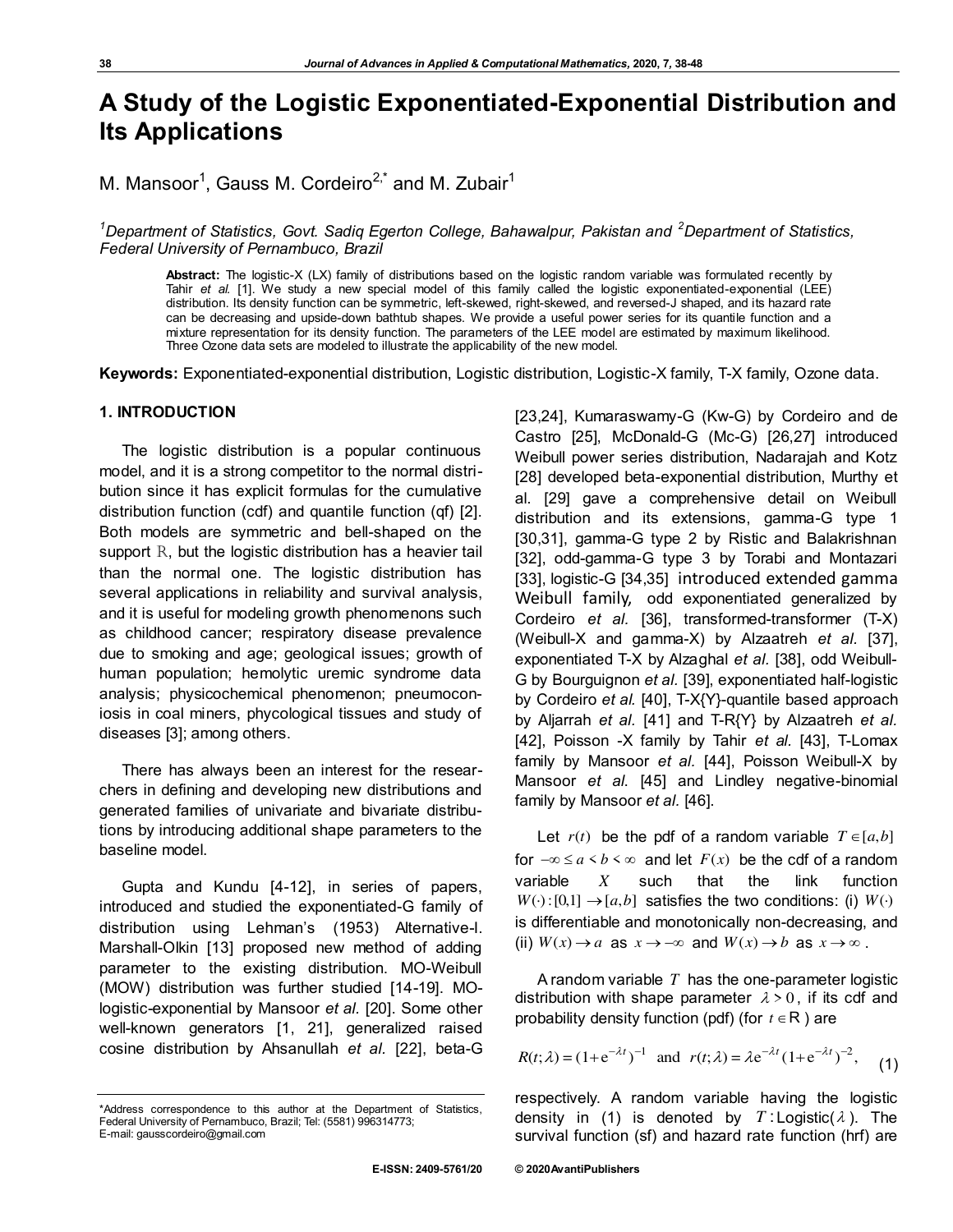# A Study of the Logistic Exponentiated-Exponential Distribution and Its Applications

M. Mansoor[1], Gauss M. Cordeiro[2,*] and M. Zubair[1]

*[1]Department of Statistics, Govt. Sadiq Egerton College, Bahawalpur, Pakistan and [2]Department of Statistics, Federal University of Pernambuco, Brazil*

**Abstract:** The logistic-X (LX) family of distributions based on the logistic random variable was formulated recently by Tahir *et al.* [1]. We study a new special model of this family called the logistic exponentiated-exponential (LEE) distribution. Its density function can be symmetric, left-skewed, right-skewed, and reversed-J shaped, and its hazard rate can be decreasing and upside-down bathtub shapes. We provide a useful power series for its quantile function and a mixture representation for its density function. The parameters of the LEE model are estimated by maximum likelihood. Three Ozone data sets are modeled to illustrate the applicability of the new model.

**Keywords:** Exponentiated-exponential distribution, Logistic distribution, Logistic-X family, T-X family, Ozone data.

## 1. INTRODUCTION

The logistic distribution is a popular continuous model, and it is a strong competitor to the normal distribution since it has explicit formulas for the cumulative distribution function (cdf) and quantile function (qf) [2]. Both models are symmetric and bell-shaped on the support $\mathbb{R}$, but the logistic distribution has a heavier tail than the normal one. The logistic distribution has several applications in reliability and survival analysis, and it is useful for modeling growth phenomenons such as childhood cancer; respiratory disease prevalence due to smoking and age; geological issues; growth of human population; hemolytic uremic syndrome data analysis; physicochemical phenomenon; pneumoconiosis in coal miners, phycological tissues and study of diseases [3]; among others.

There has always been an interest for the researchers in defining and developing new distributions and generated families of univariate and bivariate distributions by introducing additional shape parameters to the baseline model.

Gupta and Kundu [4-12], in series of papers, introduced and studied the exponentiated-G family of distribution using Lehman's (1953) Alternative-I. Marshall-Olkin [13] proposed new method of adding parameter to the existing distribution. MO-Weibull (MOW) distribution was further studied [14-19]. MO-logistic-exponential by Mansoor *et al.* [20]. Some other well-known generators [1, 21], generalized raised cosine distribution by Ahsanullah *et al*. [22], beta-G [23,24], Kumaraswamy-G (Kw-G) by Cordeiro and de Castro [25], McDonald-G (Mc-G) [26,27] introduced Weibull power series distribution, Nadarajah and Kotz [28] developed beta-exponential distribution, Murthy et al. [29] gave a comprehensive detail on Weibull distribution and its extensions, gamma-G type 1 [30,31], gamma-G type 2 by Ristic and Balakrishnan [32], odd-gamma-G type 3 by Torabi and Montazari [33], logistic-G [34,35] introduced extended gamma Weibull family, odd exponentiated generalized by Cordeiro *et al.* [36], transformed-transformer (T-X) (Weibull-X and gamma-X) by Alzaatreh *et al.* [37], exponentiated T-X by Alzaghal *et al.* [38], odd Weibull-G by Bourguignon *et al.* [39], exponentiated half-logistic by Cordeiro *et al.* [40], T-X{Y}-quantile based approach by Aljarrah *et al.* [41] and T-R{Y} by Alzaatreh *et al.* [42], Poisson -X family by Tahir *et al.* [43], T-Lomax family by Mansoor *et al.* [44], Poisson Weibull-X by Mansoor *et al.* [45] and Lindley negative-binomial family by Mansoor *et al.* [46].

Let $r(t)$ be the pdf of a random variable $T \in [a,b]$ for $-\infty \le a < b < \infty$ and let $F(x)$ be the cdf of a random variable $X$ such that the link function $W(\cdot):[0,1] \to [a,b]$ satisfies the two conditions: (i) $W(\cdot)$ is differentiable and monotonically non-decreasing, and (ii) $W(x) \to a$ as $x \to -\infty$ and $W(x) \to b$ as $x \to \infty$.

A random variable $T$ has the one-parameter logistic distribution with shape parameter $\lambda > 0$, if its cdf and probability density function (pdf) (for $t \in \mathrm{R}$ ) are

$$R(t;\lambda) = (1+\mathrm{e}^{-\lambda t})^{-1} \quad \text{and} \quad r(t;\lambda) = \lambda \mathrm{e}^{-\lambda t}(1+\mathrm{e}^{-\lambda t})^{-2}, \tag{1}$$

respectively. A random variable having the logistic density in (1) is denoted by $T:\text{Logistic}(\lambda)$. The survival function (sf) and hazard rate function (hrf) are

*Address correspondence to this author at the Department of Statistics, Federal University of Pernambuco, Brazil; Tel: (5581) 996314773; E-mail: gausscordeiro@gmail.com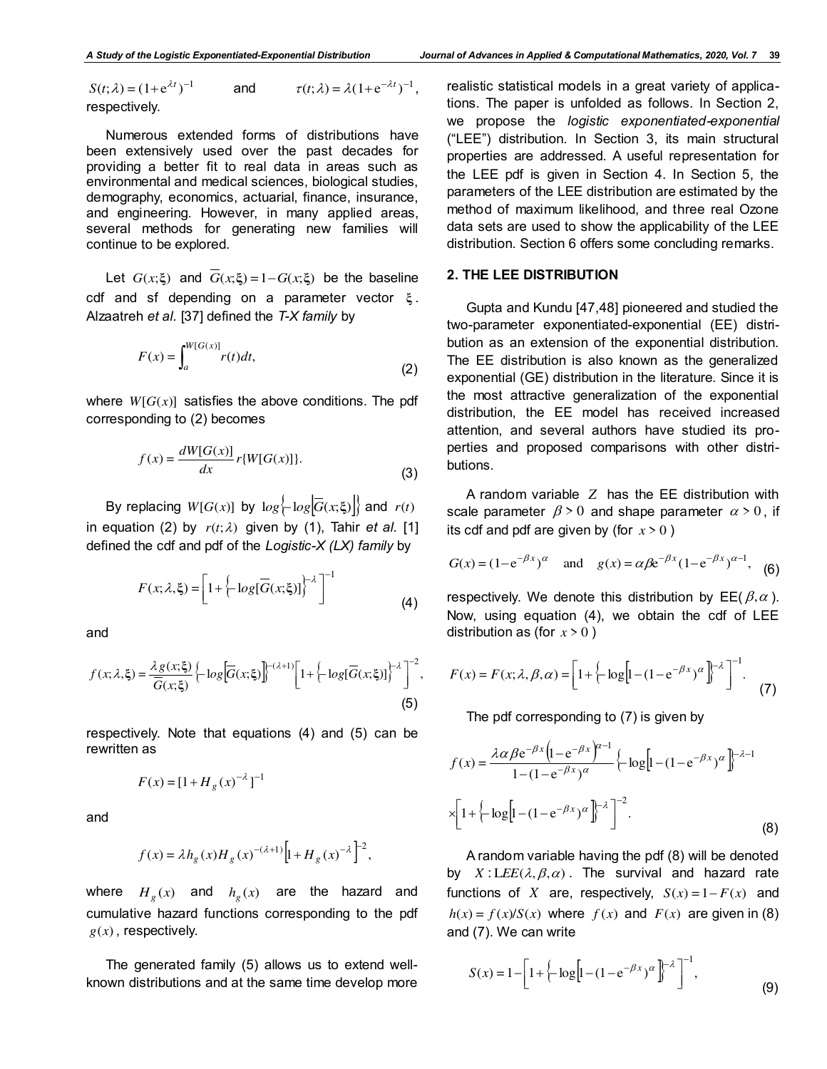$S(t;\lambda) = (1+\mathrm{e}^{\lambda t})^{-1}$ and $\tau(t;\lambda) = \lambda(1+\mathrm{e}^{-\lambda t})^{-1}$, respectively.

Numerous extended forms of distributions have been extensively used over the past decades for providing a better fit to real data in areas such as environmental and medical sciences, biological studies, demography, economics, actuarial, finance, insurance, and engineering. However, in many applied areas, several methods for generating new families will continue to be explored.

Let $G(x;\xi)$ and $\overline{G}(x;\xi) = 1 - G(x;\xi)$ be the baseline cdf and sf depending on a parameter vector $\xi$. Alzaatreh *et al*. [37] defined the *T-X family* by

$$F(x) = \int_a^{W[G(x)]} r(t)dt, \tag{2}$$

where $W[G(x)]$ satisfies the above conditions. The pdf corresponding to (2) becomes

$$f(x) = \frac{dW[G(x)]}{dx} r\{W[G(x)]\}. \tag{3}$$

By replacing $W[G(x)]$ by $log\left\{-log\left[\overline{G}(x;\xi)\right]\right\}$ and $r(t)$ in equation (2) by $r(t;\lambda)$ given by (1), Tahir *et al*. [1] defined the cdf and pdf of the *Logistic-X (LX) family* by

$$F(x;\lambda,\xi) = \left[1 + \left\{-log[\overline{G}(x;\xi)]\right\}^{-\lambda}\right]^{-1} \tag{4}$$

and

$$f(x;\lambda,\xi) = \frac{\lambda g(x;\xi)}{\overline{G}(x;\xi)} \left\{-log\left[\overline{G}(x;\xi)\right]\right\}^{-(\lambda+1)} \left[1 + \left\{-log[\overline{G}(x;\xi)]\right\}^{-\lambda}\right]^{-2}, \tag{5}$$

respectively. Note that equations (4) and (5) can be rewritten as

$$F(x) = [1 + H_g(x)^{-\lambda}]^{-1}$$

and

$$f(x) = \lambda h_g(x) H_g(x)^{-(\lambda+1)} \left[1 + H_g(x)^{-\lambda}\right]^{-2},$$

where $H_g(x)$ and $h_g(x)$ are the hazard and cumulative hazard functions corresponding to the pdf $g(x)$, respectively.

The generated family (5) allows us to extend well-known distributions and at the same time develop more realistic statistical models in a great variety of applications. The paper is unfolded as follows. In Section 2, we propose the *logistic exponentiated-exponential* ("LEE") distribution. In Section 3, its main structural properties are addressed. A useful representation for the LEE pdf is given in Section 4. In Section 5, the parameters of the LEE distribution are estimated by the method of maximum likelihood, and three real Ozone data sets are used to show the applicability of the LEE distribution. Section 6 offers some concluding remarks.

## 2. THE LEE DISTRIBUTION

Gupta and Kundu [47,48] pioneered and studied the two-parameter exponentiated-exponential (EE) distribution as an extension of the exponential distribution. The EE distribution is also known as the generalized exponential (GE) distribution in the literature. Since it is the most attractive generalization of the exponential distribution, the EE model has received increased attention, and several authors have studied its properties and proposed comparisons with other distributions.

A random variable $Z$ has the EE distribution with scale parameter $\beta > 0$ and shape parameter $\alpha > 0$, if its cdf and pdf are given by (for $x > 0$)

$$G(x) = (1 - \mathrm{e}^{-\beta x})^{\alpha} \quad \text{and} \quad g(x) = \alpha\beta \mathrm{e}^{-\beta x}(1 - \mathrm{e}^{-\beta x})^{\alpha-1}, \tag{6}$$

respectively. We denote this distribution by EE($\beta, \alpha$). Now, using equation (4), we obtain the cdf of LEE distribution as (for $x > 0$)

$$F(x) = F(x;\lambda,\beta,\alpha) = \left[1 + \left\{-\log\left[1 - (1 - \mathrm{e}^{-\beta x})^{\alpha}\right]\right\}^{-\lambda}\right]^{-1}. \tag{7}$$

The pdf corresponding to (7) is given by

$$f(x) = \frac{\lambda\alpha\beta \mathrm{e}^{-\beta x}\left(1 - \mathrm{e}^{-\beta x}\right)^{\alpha-1}}{1 - (1 - \mathrm{e}^{-\beta x})^{\alpha}} \left\{-\log\left[1 - (1 - \mathrm{e}^{-\beta x})^{\alpha}\right]\right\}^{-\lambda-1}$$
$$\times \left[1 + \left\{-\log\left[1 - (1 - \mathrm{e}^{-\beta x})^{\alpha}\right]\right\}^{-\lambda}\right]^{-2}. \tag{8}$$

A random variable having the pdf (8) will be denoted by $X : LEE(\lambda, \beta, \alpha)$. The survival and hazard rate functions of $X$ are, respectively, $S(x) = 1 - F(x)$ and $h(x) = f(x)/S(x)$ where $f(x)$ and $F(x)$ are given in (8) and (7). We can write

$$S(x) = 1 - \left[1 + \left\{-\log\left[1 - (1 - \mathrm{e}^{-\beta x})^{\alpha}\right]\right\}^{-\lambda}\right]^{-1}, \tag{9}$$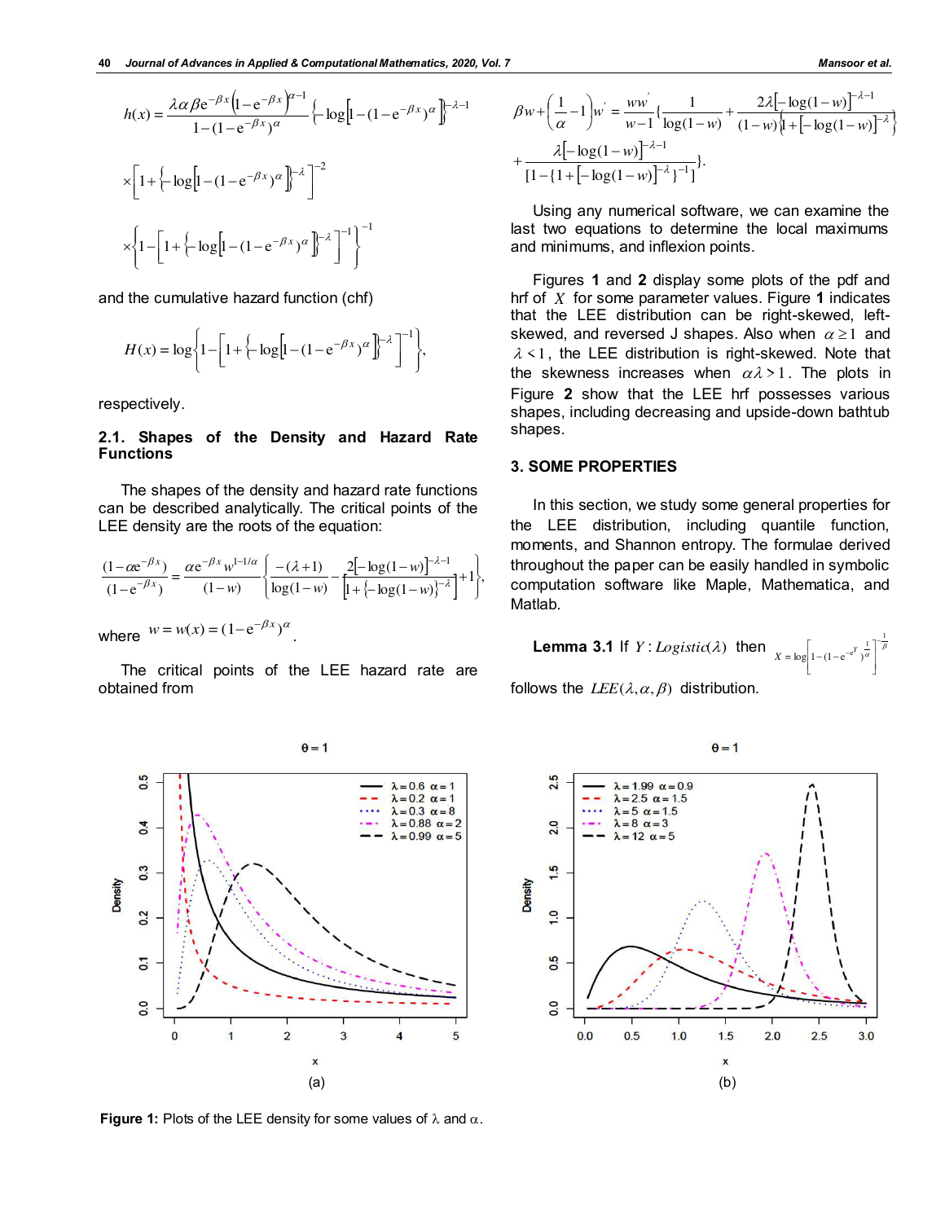$$h(x)=\frac{\lambda\alpha\beta e^{-\beta x}\left(1-e^{-\beta x}\right)^{\alpha-1}}{1-(1-e^{-\beta x})^{\alpha}}\left\{-\log\left[1-(1-e^{-\beta x})^{\alpha}\right]\right\}^{-\lambda-1}$$

$$\times\left[1+\left\{-\log\left[1-(1-e^{-\beta x})^{\alpha}\right]\right\}^{-\lambda}\right]^{-2}$$

$$\times\left\{1-\left[1+\left\{-\log\left[1-(1-e^{-\beta x})^{\alpha}\right]\right\}^{-\lambda}\right]^{-1}\right\}^{-1}$$

and the cumulative hazard function (chf)

$$H(x)=\log\left\{1-\left[1+\left\{-\log\left[1-(1-e^{-\beta x})^{\alpha}\right]\right\}^{-\lambda}\right]^{-1}\right\},$$

respectively.

### 2.1. Shapes of the Density and Hazard Rate Functions

The shapes of the density and hazard rate functions can be described analytically. The critical points of the LEE density are the roots of the equation:

$$\frac{(1-\alpha e^{-\beta x})}{(1-e^{-\beta x})}=\frac{\alpha e^{-\beta x}w^{1-1/\alpha}}{(1-w)}\left\{\frac{-(\lambda+1)}{\log(1-w)}-\frac{2[-\log(1-w)]^{-\lambda-1}}{\left[1+\{-\log(1-w)\}^{-\lambda}\right]}+1\right\},$$

where $w=w(x)=(1-e^{-\beta x})^{\alpha}$.

The critical points of the LEE hazard rate are obtained from

$$\beta w+\left(\frac{1}{\alpha}-1\right)w'=\frac{ww'}{w-1}\left\{\frac{1}{\log(1-w)}+\frac{2\lambda[-\log(1-w)]^{-\lambda-1}}{(1-w)\left\{1+[-\log(1-w)]^{-\lambda}\right\}}\right.$$

$$\left.+\frac{\lambda[-\log(1-w)]^{-\lambda-1}}{[1-\{1+[-\log(1-w)]^{-\lambda}\}^{-1}]}\right\}.$$

Using any numerical software, we can examine the last two equations to determine the local maximums and minimums, and inflexion points.

Figures **1** and **2** display some plots of the pdf and hrf of $X$ for some parameter values. Figure **1** indicates that the LEE distribution can be right-skewed, left-skewed, and reversed J shapes. Also when $\alpha\geq 1$ and $\lambda<1$, the LEE distribution is right-skewed. Note that the skewness increases when $\alpha\lambda>1$. The plots in Figure **2** show that the LEE hrf possesses various shapes, including decreasing and upside-down bathtub shapes.

## 3. SOME PROPERTIES

In this section, we study some general properties for the LEE distribution, including quantile function, moments, and Shannon entropy. The formulae derived throughout the paper can be easily handled in symbolic computation software like Maple, Mathematica, and Matlab.

**Lemma 3.1** If $Y:Logistic(\lambda)$ then $X=\log\left[1-(1-e^{-e^{Y}})^{\frac{1}{\alpha}}\right]^{-\frac{1}{\beta}}$ follows the $LEE(\lambda,\alpha,\beta)$ distribution.

**Figure 1:** Plots of the LEE density for some values of λ and α.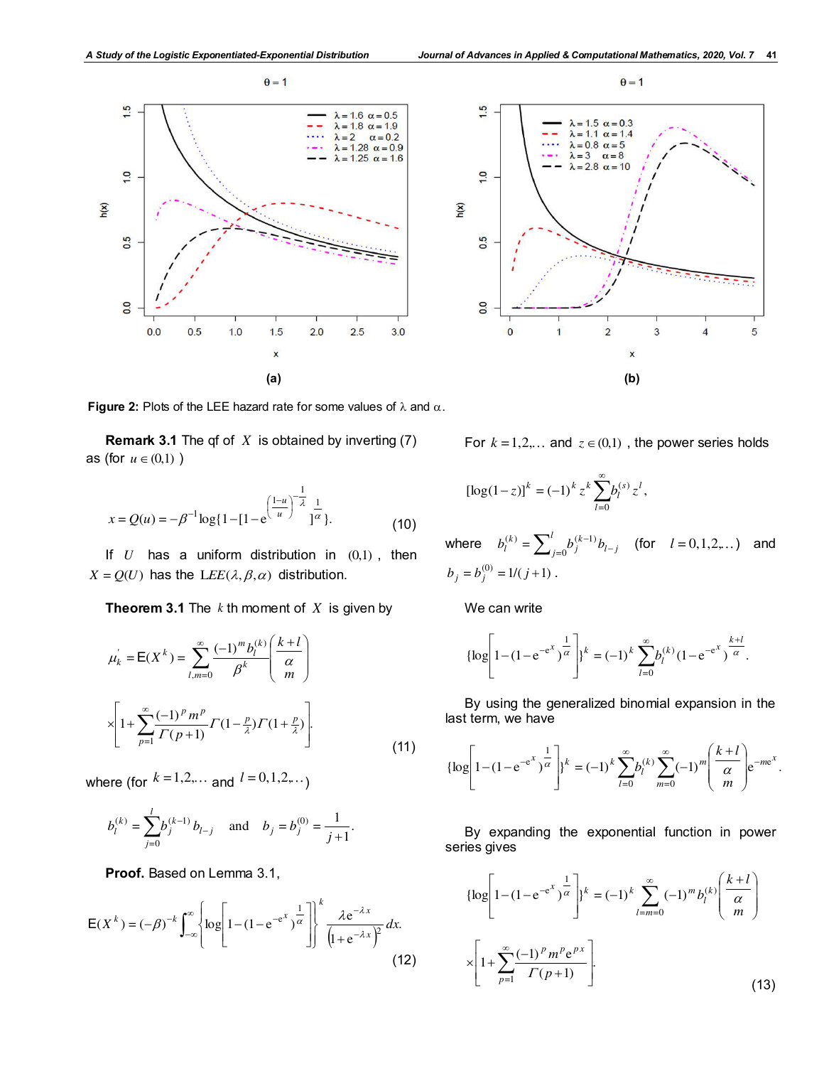Figure 2: Plots of the LEE hazard rate for some values of $\lambda$ and $\alpha$.

**Remark 3.1** The qf of $X$ is obtained by inverting (7) as (for $u \in (0,1)$ )

$$x = Q(u) = -\beta^{-1} \log\{1 - [1 - e^{\left(\frac{1-u}{u}\right)^{-\frac{1}{\lambda}}}]^{\frac{1}{\alpha}}\}. \tag{10}$$

If $U$ has a uniform distribution in $(0,1)$, then $X = Q(U)$ has the $\mathrm{LEE}(\lambda, \beta, \alpha)$ distribution.

**Theorem 3.1** The $k$ th moment of $X$ is given by

$$\mu_k^{'} = \mathrm{E}(X^k) = \sum_{l,m=0}^{\infty} \frac{(-1)^m b_l^{(k)}}{\beta^k} \binom{\frac{k+l}{\alpha}}{m} \times \left[1 + \sum_{p=1}^{\infty} \frac{(-1)^p m^p}{\Gamma(p+1)} \Gamma(1-\tfrac{p}{\lambda}) \Gamma(1+\tfrac{p}{\lambda})\right]. \tag{11}$$

where (for $k = 1,2,\ldots$ and $l = 0,1,2,\ldots$)

$$b_l^{(k)} = \sum_{j=0}^{l} b_j^{(k-1)} b_{l-j} \quad \text{and} \quad b_j = b_j^{(0)} = \frac{1}{j+1}.$$

**Proof.** Based on Lemma 3.1,

$$\mathrm{E}(X^k) = (-\beta)^{-k} \int_{-\infty}^{\infty} \left\{ \log\left[1 - (1 - e^{-e^x})^{\frac{1}{\alpha}}\right] \right\}^k \frac{\lambda e^{-\lambda x}}{\left(1 + e^{-\lambda x}\right)^2} dx. \tag{12}$$

For $k = 1,2,\ldots$ and $z \in (0,1)$, the power series holds

$$[\log(1-z)]^k = (-1)^k z^k \sum_{l=0}^{\infty} b_l^{(s)} z^l,$$

where $b_l^{(k)} = \sum_{j=0}^{l} b_j^{(k-1)} b_{l-j}$ (for $l = 0,1,2,\ldots$) and $b_j = b_j^{(0)} = 1/(j+1)$.

We can write

$$\{\log\left[1 - (1 - e^{-e^x})^{\frac{1}{\alpha}}\right]\}^k = (-1)^k \sum_{l=0}^{\infty} b_l^{(k)} (1 - e^{-e^x})^{\frac{k+l}{\alpha}}.$$

By using the generalized binomial expansion in the last term, we have

$$\{\log\left[1 - (1 - e^{-e^x})^{\frac{1}{\alpha}}\right]\}^k = (-1)^k \sum_{l=0}^{\infty} b_l^{(k)} \sum_{m=0}^{\infty} (-1)^m \binom{\frac{k+l}{\alpha}}{m} e^{-me^x}.$$

By expanding the exponential function in power series gives

$$\{\log\left[1 - (1 - e^{-e^x})^{\frac{1}{\alpha}}\right]\}^k = (-1)^k \sum_{l=m=0}^{\infty} (-1)^m b_l^{(k)} \binom{\frac{k+l}{\alpha}}{m} \times \left[1 + \sum_{p=1}^{\infty} \frac{(-1)^p m^p e^{px}}{\Gamma(p+1)}\right]. \tag{13}$$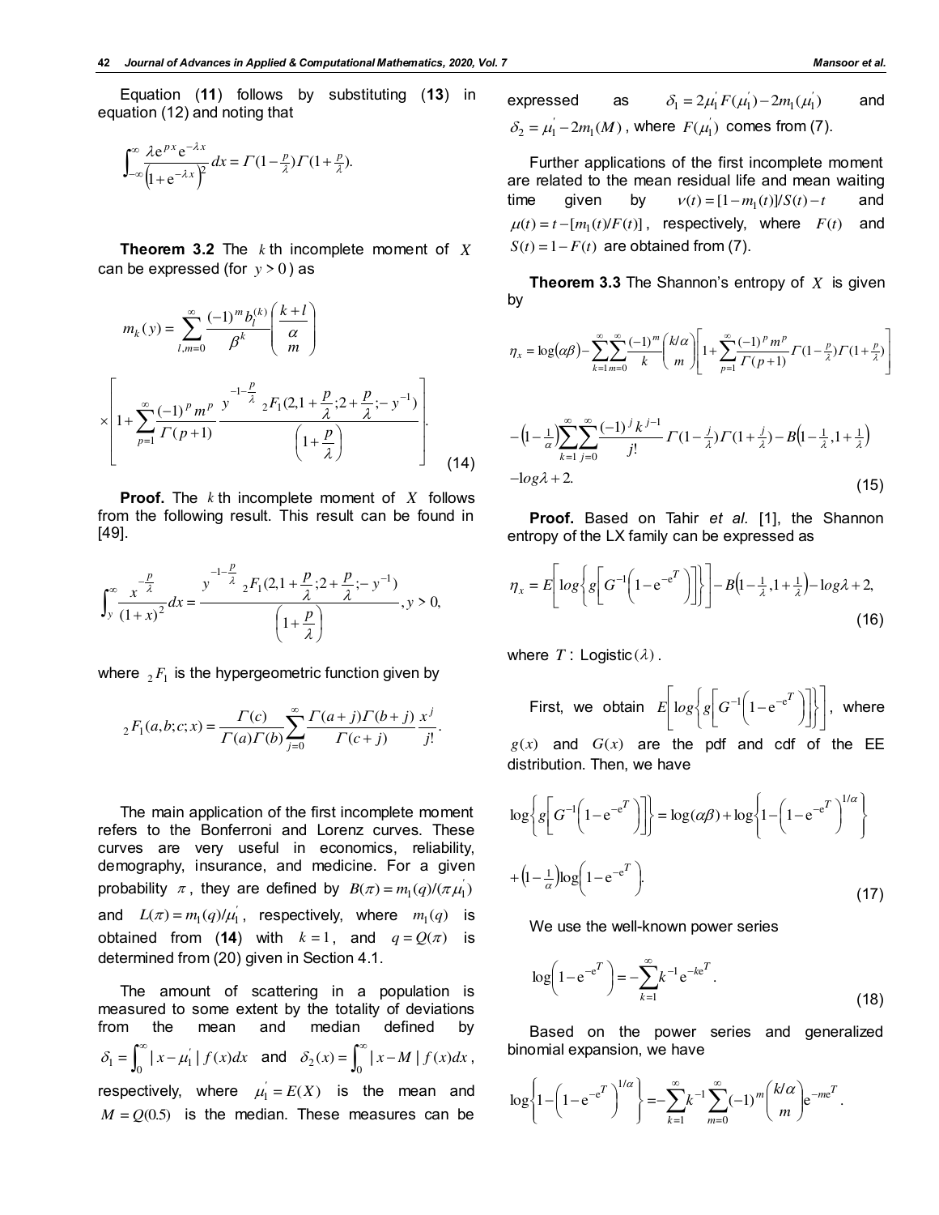Equation (**11**) follows by substituting (**13**) in equation (12) and noting that

$$\int_{-\infty}^{\infty} \frac{\lambda e^{px} e^{-\lambda x}}{\left(1+e^{-\lambda x}\right)^2} dx = \Gamma(1-\tfrac{p}{\lambda})\Gamma(1+\tfrac{p}{\lambda}).$$

**Theorem 3.2** The $k$ th incomplete moment of $X$ can be expressed (for $y>0$) as

$$m_k(y) = \sum_{l,m=0}^{\infty} \frac{(-1)^m b_l^{(k)}}{\beta^k} \binom{\frac{k+l}{\alpha}}{m}$$

$$\times \left[ 1 + \sum_{p=1}^{\infty} \frac{(-1)^p m^p}{\Gamma(p+1)} \frac{y^{-1-\frac{p}{\lambda}} \, {}_2F_1(2, 1+\frac{p}{\lambda}; 2+\frac{p}{\lambda}; -y^{-1})}{\left(1+\frac{p}{\lambda}\right)} \right]. \tag{14}$$

**Proof.** The $k$ th incomplete moment of $X$ follows from the following result. This result can be found in [49].

$$\int_y^{\infty} \frac{x^{-\frac{p}{\lambda}}}{(1+x)^2} dx = \frac{y^{-1-\frac{p}{\lambda}} \, {}_2F_1(2, 1+\frac{p}{\lambda}; 2+\frac{p}{\lambda}; -y^{-1})}{\left(1+\frac{p}{\lambda}\right)}, y>0,$$

where ${}_2F_1$ is the hypergeometric function given by

$${}_2F_1(a,b;c;x) = \frac{\Gamma(c)}{\Gamma(a)\Gamma(b)} \sum_{j=0}^{\infty} \frac{\Gamma(a+j)\Gamma(b+j)}{\Gamma(c+j)} \frac{x^j}{j!}.$$

The main application of the first incomplete moment refers to the Bonferroni and Lorenz curves. These curves are very useful in economics, reliability, demography, insurance, and medicine. For a given probability $\pi$, they are defined by $B(\pi) = m_1(q)/(\pi \mu_1^{'})$ and $L(\pi) = m_1(q)/\mu_1^{'}$, respectively, where $m_1(q)$ is obtained from (**14**) with $k=1$, and $q = Q(\pi)$ is determined from (20) given in Section 4.1.

The amount of scattering in a population is measured to some extent by the totality of deviations from the mean and median defined by $\delta_1 = \int_0^{\infty} |x - \mu_1^{'}| f(x) dx$ and $\delta_2(x) = \int_0^{\infty} |x - M| f(x) dx$, respectively, where $\mu_1^{'} = E(X)$ is the mean and $M = Q(0.5)$ is the median. These measures can be expressed as $\delta_1 = 2\mu_1^{'} F(\mu_1^{'}) - 2m_1(\mu_1^{'})$ and $\delta_2 = \mu_1^{'} - 2m_1(M)$, where $F(\mu_1^{'})$ comes from (7).

Further applications of the first incomplete moment are related to the mean residual life and mean waiting time given by $v(t) = [1 - m_1(t)]/S(t) - t$ and $\mu(t) = t - [m_1(t)/F(t)]$, respectively, where $F(t)$ and $S(t) = 1 - F(t)$ are obtained from (7).

**Theorem 3.3** The Shannon's entropy of $X$ is given by

$$\eta_x = \log(\alpha\beta) - \sum_{k=1}^{\infty}\sum_{m=0}^{\infty} \frac{(-1)^m}{k} \binom{k/\alpha}{m} \left[ 1 + \sum_{p=1}^{\infty} \frac{(-1)^p m^p}{\Gamma(p+1)} \Gamma(1-\tfrac{p}{\lambda})\Gamma(1+\tfrac{p}{\lambda}) \right]$$

$$-\left(1-\tfrac{1}{\alpha}\right) \sum_{k=1}^{\infty}\sum_{j=0}^{\infty} \frac{(-1)^j k^{j-1}}{j!} \Gamma(1-\tfrac{j}{\lambda})\Gamma(1+\tfrac{j}{\lambda}) - B\left(1-\tfrac{1}{\lambda}, 1+\tfrac{1}{\lambda}\right)$$

$$-\log\lambda + 2. \tag{15}$$

**Proof.** Based on Tahir *et al.* [1], the Shannon entropy of the LX family can be expressed as

$$\eta_x = E\left[ \log\left\{ g\left[ G^{-1}\left(1 - e^{-e^T}\right) \right] \right\} \right] - B\left(1-\tfrac{1}{\lambda}, 1+\tfrac{1}{\lambda}\right) - \log\lambda + 2, \tag{16}$$

where $T$: Logistic$(\lambda)$.

First, we obtain $E\left[ \log\left\{ g\left[ G^{-1}\left(1 - e^{-e^T}\right) \right] \right\} \right]$, where $g(x)$ and $G(x)$ are the pdf and cdf of the EE distribution. Then, we have

$$\log\left\{ g\left[ G^{-1}\left(1 - e^{-e^T}\right) \right] \right\} = \log(\alpha\beta) + \log\left\{ 1 - \left(1 - e^{-e^T}\right)^{1/\alpha} \right\}$$

$$+ \left(1-\tfrac{1}{\alpha}\right) \log\left(1 - e^{-e^T}\right). \tag{17}$$

We use the well-known power series

$$\log\left(1 - e^{-e^T}\right) = -\sum_{k=1}^{\infty} k^{-1} e^{-ke^T}. \tag{18}$$

Based on the power series and generalized binomial expansion, we have

$$\log\left\{ 1 - \left(1 - e^{-e^T}\right)^{1/\alpha} \right\} = -\sum_{k=1}^{\infty} k^{-1} \sum_{m=0}^{\infty} (-1)^m \binom{k/\alpha}{m} e^{-me^T}.$$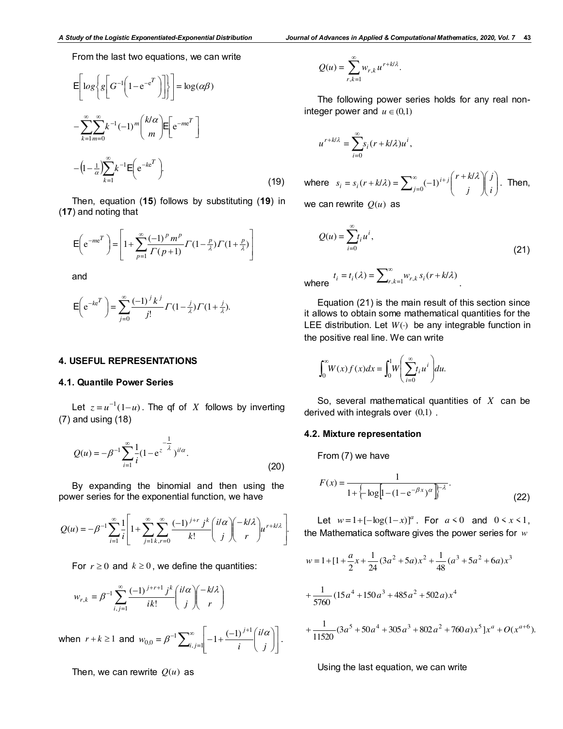From the last two equations, we can write

$$\mathsf{E}\left[\log\left\{g\left[G^{-1}\left(1-\mathrm{e}^{-\mathrm{e}^{T}}\right)\right]\right\}\right]=\log(\alpha\beta)$$

$$-\sum_{k=1}^{\infty}\sum_{m=0}^{\infty}k^{-1}(-1)^{m}\binom{k/\alpha}{m}\mathsf{E}\left[\mathrm{e}^{-m\mathrm{e}^{T}}\right]$$

$$-\left(1-\tfrac{1}{\alpha}\right)\sum_{k=1}^{\infty}k^{-1}\mathsf{E}\left(\mathrm{e}^{-k\mathrm{e}^{T}}\right). \tag{19}$$

Then, equation (**15**) follows by substituting (**19**) in (**17**) and noting that

$$\mathsf{E}\left(\mathrm{e}^{-m\mathrm{e}^{T}}\right)=\left[1+\sum_{p=1}^{\infty}\frac{(-1)^{p}m^{p}}{\Gamma(p+1)}\Gamma(1-\tfrac{p}{\lambda})\Gamma(1+\tfrac{p}{\lambda})\right]$$

and

$$\mathsf{E}\left(\mathrm{e}^{-k\mathrm{e}^{T}}\right)=\sum_{j=0}^{\infty}\frac{(-1)^{j}k^{j}}{j!}\Gamma(1-\tfrac{j}{\lambda})\Gamma(1+\tfrac{j}{\lambda}).$$

## 4. USEFUL REPRESENTATIONS

### 4.1. Quantile Power Series

Let $z=u^{-1}(1-u)$. The qf of $X$ follows by inverting (7) and using (18)

$$Q(u)=-\beta^{-1}\sum_{i=1}^{\infty}\frac{1}{i}(1-\mathrm{e}^{z^{-\frac{1}{\lambda}}})^{i/\alpha}. \tag{20}$$

By expanding the binomial and then using the power series for the exponential function, we have

$$Q(u)=-\beta^{-1}\sum_{i=1}^{\infty}\frac{1}{i}\left[1+\sum_{j=1}^{\infty}\sum_{k,r=0}^{\infty}\frac{(-1)^{j+r}j^{k}}{k!}\binom{i/\alpha}{j}\binom{-k/\lambda}{r}u^{r+k/\lambda}\right].$$

For $r\geq 0$ and $k\geq 0$, we define the quantities:

$$w_{r,k}=\beta^{-1}\sum_{i,j=1}^{\infty}\frac{(-1)^{j+r+1}j^{k}}{ik!}\binom{i/\alpha}{j}\binom{-k/\lambda}{r}$$

when $r+k\geq 1$ and $w_{0,0}=\beta^{-1}\sum_{i,j=1}^{\infty}\left[-1+\frac{(-1)^{j+1}}{i}\binom{i/\alpha}{j}\right]$.

Then, we can rewrite $Q(u)$ as

$$Q(u)=\sum_{r,k=1}^{\infty}w_{r,k}u^{r+k/\lambda}.$$

The following power series holds for any real non-integer power and $u\in(0,1)$

$$u^{r+k/\lambda}=\sum_{i=0}^{\infty}s_{i}(r+k/\lambda)u^{i},$$

where $s_{i}=s_{i}(r+k/\lambda)=\sum_{j=0}^{\infty}(-1)^{i+j}\binom{r+k/\lambda}{j}\binom{j}{i}$. Then, we can rewrite $Q(u)$ as

$$Q(u)=\sum_{i=0}^{\infty}t_{i}u^{i}, \tag{21}$$

where $t_{i}=t_{i}(\lambda)=\sum_{r,k=1}^{\infty}w_{r,k}\,s_{i}(r+k/\lambda)$.

Equation (21) is the main result of this section since it allows to obtain some mathematical quantities for the LEE distribution. Let $W(\cdot)$ be any integrable function in the positive real line. We can write

$$\int_{0}^{\infty}W(x)f(x)dx=\int_{0}^{1}W\left(\sum_{i=0}^{\infty}t_{i}u^{i}\right)du.$$

So, several mathematical quantities of $X$ can be derived with integrals over $(0,1)$.

### 4.2. Mixture representation

From (7) we have

$$F(x)=\frac{1}{1+\left\{-\log\left[1-(1-\mathrm{e}^{-\beta x})^{\alpha}\right]\right\}^{-\lambda}}. \tag{22}$$

Let $w=1+[-\log(1-x)]^{a}$. For $a<0$ and $0<x<1$, the Mathematica software gives the power series for $w$

$$w=1+[1+\frac{a}{2}x+\frac{1}{24}(3a^{2}+5a)x^{2}+\frac{1}{48}(a^{3}+5a^{2}+6a)x^{3}$$

$$+\frac{1}{5760}(15a^{4}+150a^{3}+485a^{2}+502a)x^{4}$$

$$+\frac{1}{11520}(3a^{5}+50a^{4}+305a^{3}+802a^{2}+760a)x^{5}]x^{a}+O(x^{a+6}).$$

Using the last equation, we can write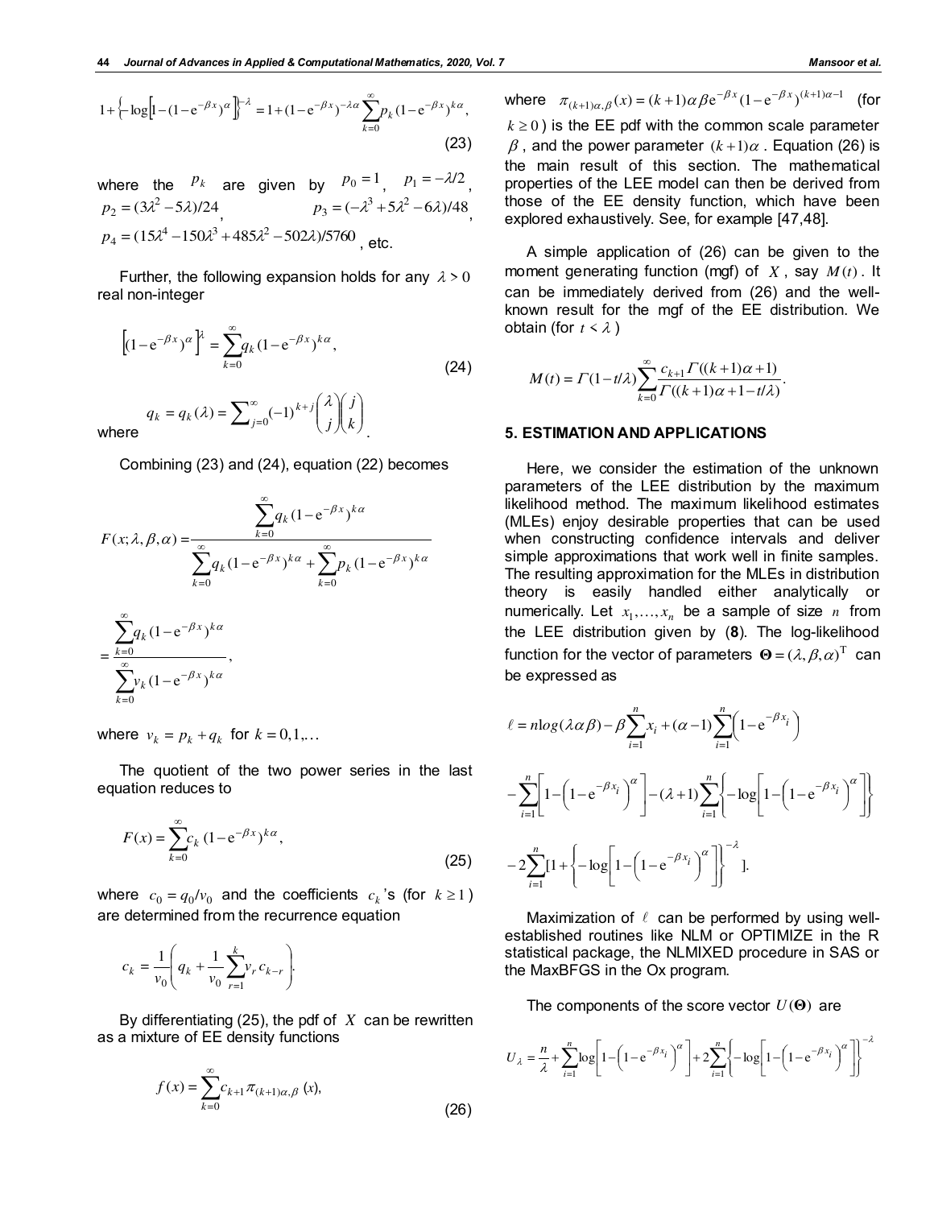$$1+\left\{-\log\left[1-(1-\mathrm{e}^{-\beta x})^{\alpha}\right]\right\}^{-\lambda}=1+(1-\mathrm{e}^{-\beta x})^{-\lambda\alpha}\sum_{k=0}^{\infty}p_k(1-\mathrm{e}^{-\beta x})^{k\alpha}, \tag{23}$$

where the $p_k$ are given by $p_0=1$, $p_1=-\lambda/2$, $p_2=(3\lambda^2-5\lambda)/24$, $p_3=(-\lambda^3+5\lambda^2-6\lambda)/48$, $p_4=(15\lambda^4-150\lambda^3+485\lambda^2-502\lambda)/5760$, etc.

Further, the following expansion holds for any $\lambda>0$ real non-integer

$$\left[(1-\mathrm{e}^{-\beta x})^{\alpha}\right]^{\lambda}=\sum_{k=0}^{\infty}q_k(1-\mathrm{e}^{-\beta x})^{k\alpha}, \tag{24}$$

where $q_k=q_k(\lambda)=\sum_{j=0}^{\infty}(-1)^{k+j}\binom{\lambda}{j}\binom{j}{k}$.

Combining (23) and (24), equation (22) becomes

$$F(x;\lambda,\beta,\alpha)=\frac{\sum_{k=0}^{\infty}q_k(1-\mathrm{e}^{-\beta x})^{k\alpha}}{\sum_{k=0}^{\infty}q_k(1-\mathrm{e}^{-\beta x})^{k\alpha}+\sum_{k=0}^{\infty}p_k(1-\mathrm{e}^{-\beta x})^{k\alpha}}$$

$$=\frac{\sum_{k=0}^{\infty}q_k(1-\mathrm{e}^{-\beta x})^{k\alpha}}{\sum_{k=0}^{\infty}v_k(1-\mathrm{e}^{-\beta x})^{k\alpha}},$$

where $v_k=p_k+q_k$ for $k=0,1,\ldots$

The quotient of the two power series in the last equation reduces to

$$F(x)=\sum_{k=0}^{\infty}c_k(1-\mathrm{e}^{-\beta x})^{k\alpha}, \tag{25}$$

where $c_0=q_0/v_0$ and the coefficients $c_k$'s (for $k\geq 1$) are determined from the recurrence equation

$$c_k=\frac{1}{v_0}\left(q_k+\frac{1}{v_0}\sum_{r=1}^{k}v_r\,c_{k-r}\right).$$

By differentiating (25), the pdf of $X$ can be rewritten as a mixture of EE density functions

$$f(x)=\sum_{k=0}^{\infty}c_{k+1}\pi_{(k+1)\alpha,\beta}\,(x), \tag{26}$$

where $\pi_{(k+1)\alpha,\beta}(x)=(k+1)\alpha\beta\mathrm{e}^{-\beta x}(1-\mathrm{e}^{-\beta x})^{(k+1)\alpha-1}$ (for $k\geq 0$) is the EE pdf with the common scale parameter $\beta$, and the power parameter $(k+1)\alpha$. Equation (26) is the main result of this section. The mathematical properties of the LEE model can then be derived from those of the EE density function, which have been explored exhaustively. See, for example [47,48].

A simple application of (26) can be given to the moment generating function (mgf) of $X$, say $M(t)$. It can be immediately derived from (26) and the well-known result for the mgf of the EE distribution. We obtain (for $t<\lambda$)

$$M(t)=\Gamma(1-t/\lambda)\sum_{k=0}^{\infty}\frac{c_{k+1}\Gamma((k+1)\alpha+1)}{\Gamma((k+1)\alpha+1-t/\lambda)}.$$

## 5. ESTIMATION AND APPLICATIONS

Here, we consider the estimation of the unknown parameters of the LEE distribution by the maximum likelihood method. The maximum likelihood estimates (MLEs) enjoy desirable properties that can be used when constructing confidence intervals and deliver simple approximations that work well in finite samples. The resulting approximation for the MLEs in distribution theory is easily handled either analytically or numerically. Let $x_1,\ldots,x_n$ be a sample of size $n$ from the LEE distribution given by (**8**). The log-likelihood function for the vector of parameters $\boldsymbol{\Theta}=(\lambda,\beta,\alpha)^{\mathrm{T}}$ can be expressed as

$$\ell=n\log(\lambda\alpha\beta)-\beta\sum_{i=1}^{n}x_i+(\alpha-1)\sum_{i=1}^{n}\left(1-\mathrm{e}^{-\beta x_i}\right)$$

$$-\sum_{i=1}^{n}\left[1-\left(1-\mathrm{e}^{-\beta x_i}\right)^{\alpha}\right]-(\lambda+1)\sum_{i=1}^{n}\left\{-\log\left[1-\left(1-\mathrm{e}^{-\beta x_i}\right)^{\alpha}\right]\right\}$$

$$-2\sum_{i=1}^{n}[1+\left\{-\log\left[1-\left(1-\mathrm{e}^{-\beta x_i}\right)^{\alpha}\right]\right\}^{-\lambda}].$$

Maximization of $\ell$ can be performed by using well-established routines like NLM or OPTIMIZE in the R statistical package, the NLMIXED procedure in SAS or the MaxBFGS in the Ox program.

The components of the score vector $U(\boldsymbol{\Theta})$ are

$$U_\lambda=\frac{n}{\lambda}+\sum_{i=1}^{n}\log\left[1-\left(1-\mathrm{e}^{-\beta x_i}\right)^{\alpha}\right]+2\sum_{i=1}^{n}\left\{-\log\left[1-\left(1-\mathrm{e}^{-\beta x_i}\right)^{\alpha}\right]\right\}^{-\lambda}$$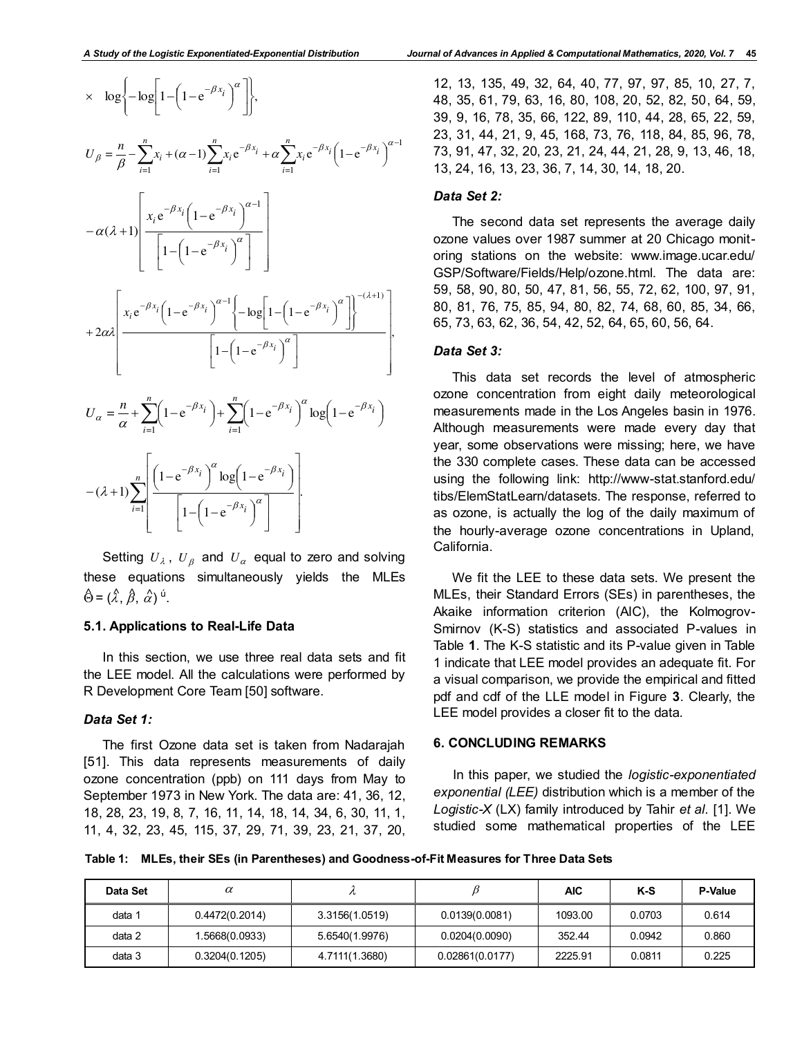$$\times \log\left\{-\log\left[1-\left(1-\mathrm{e}^{-\beta x_i}\right)^{\alpha}\right]\right\},$$

$$U_{\beta} = \frac{n}{\beta} - \sum_{i=1}^{n} x_i + (\alpha-1)\sum_{i=1}^{n} x_i \mathrm{e}^{-\beta x_i} + \alpha \sum_{i=1}^{n} x_i \mathrm{e}^{-\beta x_i}\left(1-\mathrm{e}^{-\beta x_i}\right)^{\alpha-1}$$

$$-\alpha(\lambda+1)\left[\frac{x_i \mathrm{e}^{-\beta x_i}\left(1-\mathrm{e}^{-\beta x_i}\right)^{\alpha-1}}{\left[1-\left(1-\mathrm{e}^{-\beta x_i}\right)^{\alpha}\right]}\right]$$

$$+2\alpha\lambda\left[\frac{x_i \mathrm{e}^{-\beta x_i}\left(1-\mathrm{e}^{-\beta x_i}\right)^{\alpha-1}\left\{-\log\left[1-\left(1-\mathrm{e}^{-\beta x_i}\right)^{\alpha}\right]\right\}^{-(\lambda+1)}}{\left[1-\left(1-\mathrm{e}^{-\beta x_i}\right)^{\alpha}\right]}\right],$$

$$U_{\alpha} = \frac{n}{\alpha} + \sum_{i=1}^{n}\left(1-\mathrm{e}^{-\beta x_i}\right) + \sum_{i=1}^{n}\left(1-\mathrm{e}^{-\beta x_i}\right)^{\alpha}\log\left(1-\mathrm{e}^{-\beta x_i}\right)$$

$$-(\lambda+1)\sum_{i=1}^{n}\left[\frac{\left(1-\mathrm{e}^{-\beta x_i}\right)^{\alpha}\log\left(1-\mathrm{e}^{-\beta x_i}\right)}{\left[1-\left(1-\mathrm{e}^{-\beta x_i}\right)^{\alpha}\right]}\right].$$

Setting $U_{\lambda}$, $U_{\beta}$ and $U_{\alpha}$ equal to zero and solving these equations simultaneously yields the MLEs $\hat{\Theta} = (\hat{\lambda}, \hat{\beta}, \hat{\alpha})^{\prime}$.

### 5.1. Applications to Real-Life Data

In this section, we use three real data sets and fit the LEE model. All the calculations were performed by R Development Core Team [50] software.

#### *Data Set 1:*

The first Ozone data set is taken from Nadarajah [51]. This data represents measurements of daily ozone concentration (ppb) on 111 days from May to September 1973 in New York. The data are: 41, 36, 12, 18, 28, 23, 19, 8, 7, 16, 11, 14, 18, 14, 34, 6, 30, 11, 1, 11, 4, 32, 23, 45, 115, 37, 29, 71, 39, 23, 21, 37, 20, 12, 13, 135, 49, 32, 64, 40, 77, 97, 97, 85, 10, 27, 7, 48, 35, 61, 79, 63, 16, 80, 108, 20, 52, 82, 50, 64, 59, 39, 9, 16, 78, 35, 66, 122, 89, 110, 44, 28, 65, 22, 59, 23, 31, 44, 21, 9, 45, 168, 73, 76, 118, 84, 85, 96, 78, 73, 91, 47, 32, 20, 23, 21, 24, 44, 21, 28, 9, 13, 46, 18, 13, 24, 16, 13, 23, 36, 7, 14, 30, 14, 18, 20.

#### *Data Set 2:*

The second data set represents the average daily ozone values over 1987 summer at 20 Chicago monitoring stations on the website: www.image.ucar.edu/GSP/Software/Fields/Help/ozone.html. The data are: 59, 58, 90, 80, 50, 47, 81, 56, 55, 72, 62, 100, 97, 91, 80, 81, 76, 75, 85, 94, 80, 82, 74, 68, 60, 85, 34, 66, 65, 73, 63, 62, 36, 54, 42, 52, 64, 65, 60, 56, 64.

#### *Data Set 3:*

This data set records the level of atmospheric ozone concentration from eight daily meteorological measurements made in the Los Angeles basin in 1976. Although measurements were made every day that year, some observations were missing; here, we have the 330 complete cases. These data can be accessed using the following link: http://www-stat.stanford.edu/tibs/ElemStatLearn/datasets. The response, referred to as ozone, is actually the log of the daily maximum of the hourly-average ozone concentrations in Upland, California.

We fit the LEE to these data sets. We present the MLEs, their Standard Errors (SEs) in parentheses, the Akaike information criterion (AIC), the Kolmogrov-Smirnov (K-S) statistics and associated P-values in Table **1**. The K-S statistic and its P-value given in Table 1 indicate that LEE model provides an adequate fit. For a visual comparison, we provide the empirical and fitted pdf and cdf of the LLE model in Figure **3**. Clearly, the LEE model provides a closer fit to the data.

## 6. CONCLUDING REMARKS

In this paper, we studied the *logistic-exponentiated exponential (LEE)* distribution which is a member of the *Logistic-X* (LX) family introduced by Tahir *et al.* [1]. We studied some mathematical properties of the LEE

**Table 1: MLEs, their SEs (in Parentheses) and Goodness-of-Fit Measures for Three Data Sets**

| Data Set | $\alpha$ | $\lambda$ | $\beta$ | AIC | K-S | P-Value |
|---|---|---|---|---|---|---|
| data 1 | 0.4472(0.2014) | 3.3156(1.0519) | 0.0139(0.0081) | 1093.00 | 0.0703 | 0.614 |
| data 2 | 1.5668(0.0933) | 5.6540(1.9976) | 0.0204(0.0090) | 352.44 | 0.0942 | 0.860 |
| data 3 | 0.3204(0.1205) | 4.7111(1.3680) | 0.02861(0.0177) | 2225.91 | 0.0811 | 0.225 |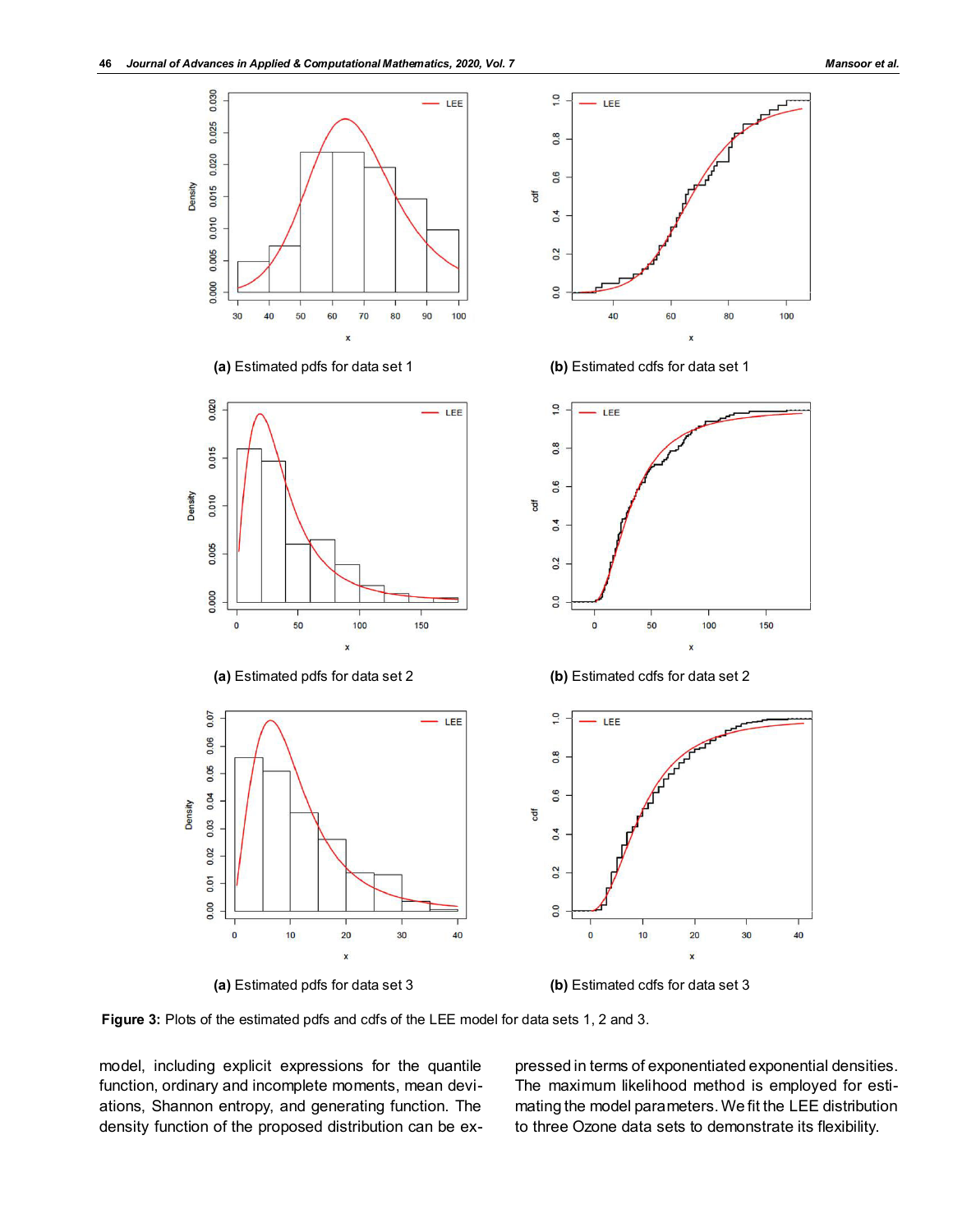(a) Estimated pdfs for data set 1

(b) Estimated cdfs for data set 1

(a) Estimated pdfs for data set 2

(b) Estimated cdfs for data set 2

(a) Estimated pdfs for data set 3

(b) Estimated cdfs for data set 3

**Figure 3:** Plots of the estimated pdfs and cdfs of the LEE model for data sets 1, 2 and 3.

model, including explicit expressions for the quantile function, ordinary and incomplete moments, mean deviations, Shannon entropy, and generating function. The density function of the proposed distribution can be expressed in terms of exponentiated exponential densities. The maximum likelihood method is employed for estimating the model parameters. We fit the LEE distribution to three Ozone data sets to demonstrate its flexibility.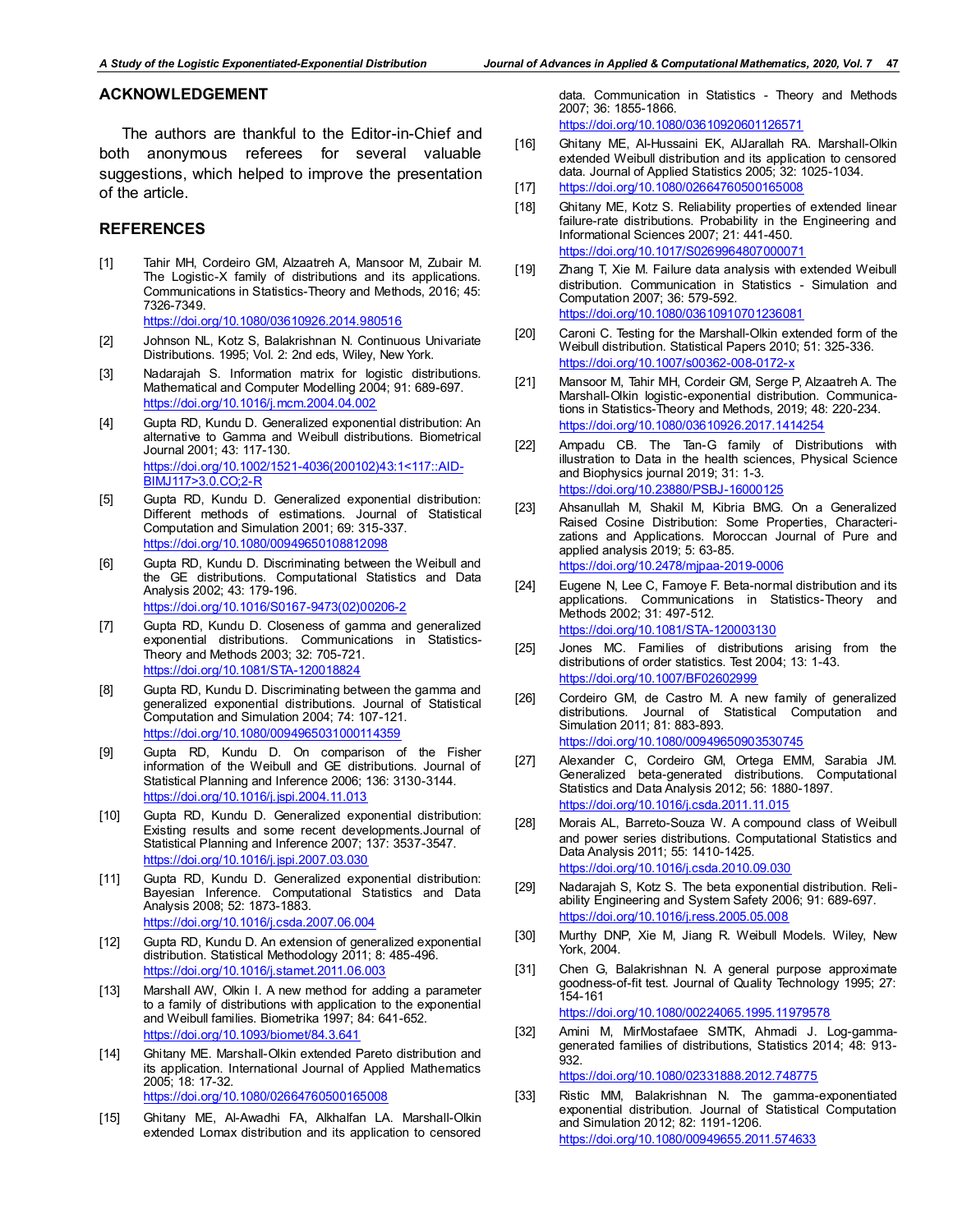## ACKNOWLEDGEMENT

The authors are thankful to the Editor-in-Chief and both anonymous referees for several valuable suggestions, which helped to improve the presentation of the article.

## REFERENCES

[1] Tahir MH, Cordeiro GM, Alzaatreh A, Mansoor M, Zubair M. The Logistic-X family of distributions and its applications. Communications in Statistics-Theory and Methods, 2016; 45: 7326-7349. https://doi.org/10.1080/03610926.2014.980516

[2] Johnson NL, Kotz S, Balakrishnan N. Continuous Univariate Distributions. 1995; Vol. 2: 2nd eds, Wiley, New York.

[3] Nadarajah S. Information matrix for logistic distributions. Mathematical and Computer Modelling 2004; 91: 689-697. https://doi.org/10.1016/j.mcm.2004.04.002

[4] Gupta RD, Kundu D. Generalized exponential distribution: An alternative to Gamma and Weibull distributions. Biometrical Journal 2001; 43: 117-130. https://doi.org/10.1002/1521-4036(200102)43:1<117::AID-BIMJ117>3.0.CO;2-R

[5] Gupta RD, Kundu D. Generalized exponential distribution: Different methods of estimations. Journal of Statistical Computation and Simulation 2001; 69: 315-337. https://doi.org/10.1080/00949650108812098

[6] Gupta RD, Kundu D. Discriminating between the Weibull and the GE distributions. Computational Statistics and Data Analysis 2002; 43: 179-196. https://doi.org/10.1016/S0167-9473(02)00206-2

[7] Gupta RD, Kundu D. Closeness of gamma and generalized exponential distributions. Communications in Statistics-Theory and Methods 2003; 32: 705-721. https://doi.org/10.1081/STA-120018824

[8] Gupta RD, Kundu D. Discriminating between the gamma and generalized exponential distributions. Journal of Statistical Computation and Simulation 2004; 74: 107-121. https://doi.org/10.1080/0094965031000114359

[9] Gupta RD, Kundu D. On comparison of the Fisher information of the Weibull and GE distributions. Journal of Statistical Planning and Inference 2006; 136: 3130-3144. https://doi.org/10.1016/j.jspi.2004.11.013

[10] Gupta RD, Kundu D. Generalized exponential distribution: Existing results and some recent developments.Journal of Statistical Planning and Inference 2007; 137: 3537-3547. https://doi.org/10.1016/j.jspi.2007.03.030

[11] Gupta RD, Kundu D. Generalized exponential distribution: Bayesian Inference. Computational Statistics and Data Analysis 2008; 52: 1873-1883. https://doi.org/10.1016/j.csda.2007.06.004

[12] Gupta RD, Kundu D. An extension of generalized exponential distribution. Statistical Methodology 2011; 8: 485-496. https://doi.org/10.1016/j.stamet.2011.06.003

[13] Marshall AW, Olkin I. A new method for adding a parameter to a family of distributions with application to the exponential and Weibull families. Biometrika 1997; 84: 641-652. https://doi.org/10.1093/biomet/84.3.641

[14] Ghitany ME. Marshall-Olkin extended Pareto distribution and its application. International Journal of Applied Mathematics 2005; 18: 17-32. https://doi.org/10.1080/02664760500165008

[15] Ghitany ME, Al-Awadhi FA, Alkhalfan LA. Marshall-Olkin extended Lomax distribution and its application to censored data. Communication in Statistics - Theory and Methods 2007; 36: 1855-1866. https://doi.org/10.1080/03610920601126571

[16] Ghitany ME, Al-Hussaini EK, AlJarallah RA. Marshall-Olkin extended Weibull distribution and its application to censored data. Journal of Applied Statistics 2005; 32: 1025-1034.

[17] https://doi.org/10.1080/02664760500165008

[18] Ghitany ME, Kotz S. Reliability properties of extended linear failure-rate distributions. Probability in the Engineering and Informational Sciences 2007; 21: 441-450. https://doi.org/10.1017/S0269964807000071

[19] Zhang T, Xie M. Failure data analysis with extended Weibull distribution. Communication in Statistics - Simulation and Computation 2007; 36: 579-592. https://doi.org/10.1080/03610910701236081

[20] Caroni C. Testing for the Marshall-Olkin extended form of the Weibull distribution. Statistical Papers 2010; 51: 325-336. https://doi.org/10.1007/s00362-008-0172-x

[21] Mansoor M, Tahir MH, Cordeir GM, Serge P, Alzaatreh A. The Marshall-Olkin logistic-exponential distribution. Communications in Statistics-Theory and Methods, 2019; 48: 220-234. https://doi.org/10.1080/03610926.2017.1414254

[22] Ampadu CB. The Tan-G family of Distributions with illustration to Data in the health sciences, Physical Science and Biophysics journal 2019; 31: 1-3. https://doi.org/10.23880/PSBJ-16000125

[23] Ahsanullah M, Shakil M, Kibria BMG. On a Generalized Raised Cosine Distribution: Some Properties, Characterizations and Applications. Moroccan Journal of Pure and applied analysis 2019; 5: 63-85. https://doi.org/10.2478/mjpaa-2019-0006

[24] Eugene N, Lee C, Famoye F. Beta-normal distribution and its applications. Communications in Statistics-Theory and Methods 2002; 31: 497-512. https://doi.org/10.1081/STA-120003130

[25] Jones MC. Families of distributions arising from the distributions of order statistics. Test 2004; 13: 1-43. https://doi.org/10.1007/BF02602999

[26] Cordeiro GM, de Castro M. A new family of generalized distributions. Journal of Statistical Computation and Simulation 2011; 81: 883-893. https://doi.org/10.1080/00949650903530745

[27] Alexander C, Cordeiro GM, Ortega EMM, Sarabia JM. Generalized beta-generated distributions. Computational Statistics and Data Analysis 2012; 56: 1880-1897. https://doi.org/10.1016/j.csda.2011.11.015

[28] Morais AL, Barreto-Souza W. A compound class of Weibull and power series distributions. Computational Statistics and Data Analysis 2011; 55: 1410-1425. https://doi.org/10.1016/j.csda.2010.09.030

[29] Nadarajah S, Kotz S. The beta exponential distribution. Reliability Engineering and System Safety 2006; 91: 689-697. https://doi.org/10.1016/j.ress.2005.05.008

[30] Murthy DNP, Xie M, Jiang R. Weibull Models. Wiley, New York, 2004.

[31] Chen G, Balakrishnan N. A general purpose approximate goodness-of-fit test. Journal of Quality Technology 1995; 27: 154-161 https://doi.org/10.1080/00224065.1995.11979578

[32] Amini M, MirMostafaee SMTK, Ahmadi J. Log-gamma-generated families of distributions, Statistics 2014; 48: 913-932. https://doi.org/10.1080/02331888.2012.748775

[33] Ristic MM, Balakrishnan N. The gamma-exponentiated exponential distribution. Journal of Statistical Computation and Simulation 2012; 82: 1191-1206. https://doi.org/10.1080/00949655.2011.574633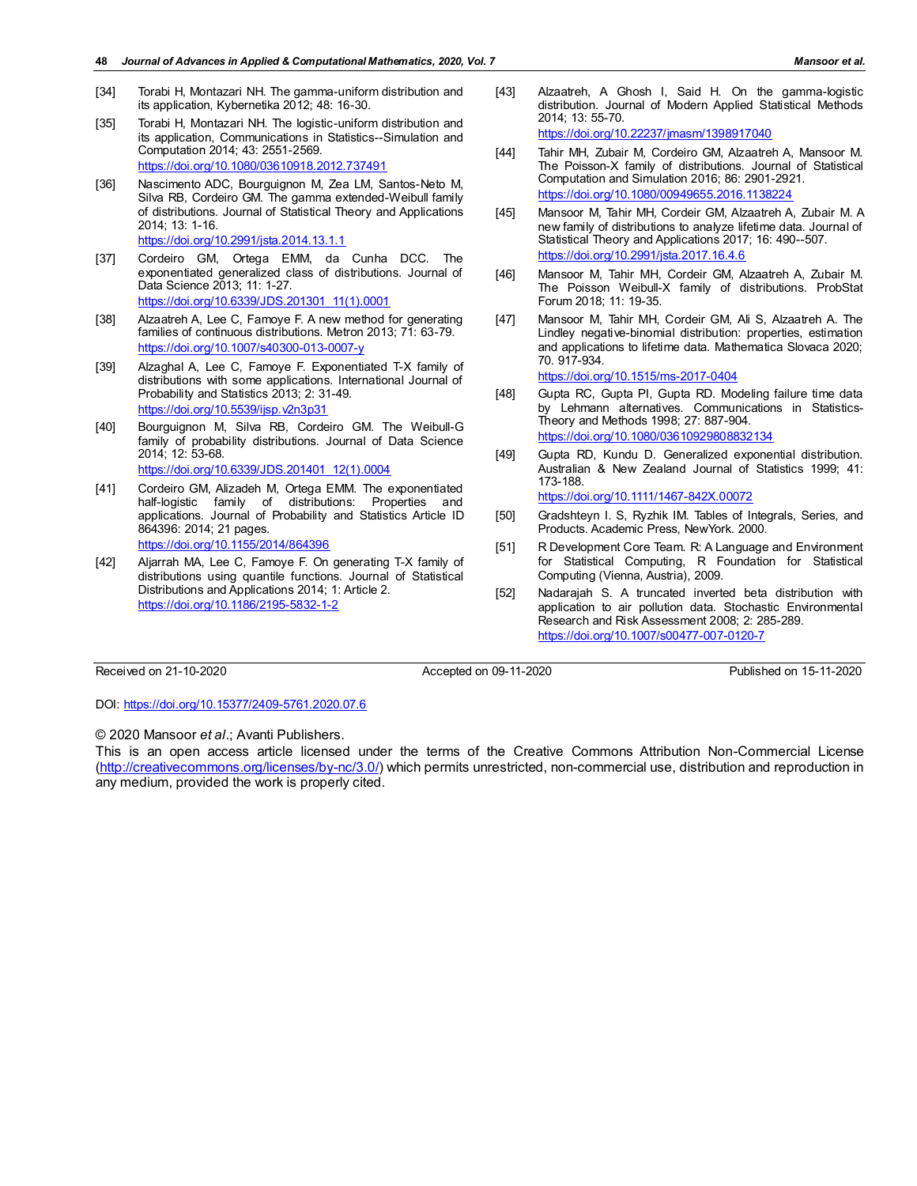[34] Torabi H, Montazari NH. The gamma-uniform distribution and its application, Kybernetika 2012; 48: 16-30.

[35] Torabi H, Montazari NH. The logistic-uniform distribution and its application, Communications in Statistics--Simulation and Computation 2014; 43: 2551-2569. https://doi.org/10.1080/03610918.2012.737491

[36] Nascimento ADC, Bourguignon M, Zea LM, Santos-Neto M, Silva RB, Cordeiro GM. The gamma extended-Weibull family of distributions. Journal of Statistical Theory and Applications 2014; 13: 1-16. https://doi.org/10.2991/jsta.2014.13.1.1

[37] Cordeiro GM, Ortega EMM, da Cunha DCC. The exponentiated generalized class of distributions. Journal of Data Science 2013; 11: 1-27. https://doi.org/10.6339/JDS.201301_11(1).0001

[38] Alzaatreh A, Lee C, Famoye F. A new method for generating families of continuous distributions. Metron 2013; 71: 63-79. https://doi.org/10.1007/s40300-013-0007-y

[39] Alzaghal A, Lee C, Famoye F. Exponentiated T-X family of distributions with some applications. International Journal of Probability and Statistics 2013; 2: 31-49. https://doi.org/10.5539/ijsp.v2n3p31

[40] Bourguignon M, Silva RB, Cordeiro GM. The Weibull-G family of probability distributions. Journal of Data Science 2014; 12: 53-68. https://doi.org/10.6339/JDS.201401_12(1).0004

[41] Cordeiro GM, Alizadeh M, Ortega EMM. The exponentiated half-logistic family of distributions: Properties and applications. Journal of Probability and Statistics Article ID 864396: 2014; 21 pages. https://doi.org/10.1155/2014/864396

[42] Aljarrah MA, Lee C, Famoye F. On generating T-X family of distributions using quantile functions. Journal of Statistical Distributions and Applications 2014; 1: Article 2. https://doi.org/10.1186/2195-5832-1-2

[43] Alzaatreh, A Ghosh I, Said H. On the gamma-logistic distribution. Journal of Modern Applied Statistical Methods 2014; 13: 55-70. https://doi.org/10.22237/jmasm/1398917040

[44] Tahir MH, Zubair M, Cordeiro GM, Alzaatreh A, Mansoor M. The Poisson-X family of distributions. Journal of Statistical Computation and Simulation 2016; 86: 2901-2921. https://doi.org/10.1080/00949655.2016.1138224

[45] Mansoor M, Tahir MH, Cordeir GM, Alzaatreh A, Zubair M. A new family of distributions to analyze lifetime data. Journal of Statistical Theory and Applications 2017; 16: 490--507. https://doi.org/10.2991/jsta.2017.16.4.6

[46] Mansoor M, Tahir MH, Cordeir GM, Alzaatreh A, Zubair M. The Poisson Weibull-X family of distributions. ProbStat Forum 2018; 11: 19-35.

[47] Mansoor M, Tahir MH, Cordeir GM, Ali S, Alzaatreh A. The Lindley negative-binomial distribution: properties, estimation and applications to lifetime data. Mathematica Slovaca 2020; 70. 917-934. https://doi.org/10.1515/ms-2017-0404

[48] Gupta RC, Gupta PI, Gupta RD. Modeling failure time data by Lehmann alternatives. Communications in Statistics-Theory and Methods 1998; 27: 887-904. https://doi.org/10.1080/03610929808832134

[49] Gupta RD, Kundu D. Generalized exponential distribution. Australian & New Zealand Journal of Statistics 1999; 41: 173-188. https://doi.org/10.1111/1467-842X.00072

[50] Gradshteyn I. S, Ryzhik IM. Tables of Integrals, Series, and Products. Academic Press, NewYork. 2000.

[51] R Development Core Team. R: A Language and Environment for Statistical Computing, R Foundation for Statistical Computing (Vienna, Austria), 2009.

[52] Nadarajah S. A truncated inverted beta distribution with application to air pollution data. Stochastic Environmental Research and Risk Assessment 2008; 2: 285-289. https://doi.org/10.1007/s00477-007-0120-7

Received on 21-10-2020 Accepted on 09-11-2020 Published on 15-11-2020

DOI: https://doi.org/10.15377/2409-5761.2020.07.6

© 2020 Mansoor *et al*.; Avanti Publishers.

This is an open access article licensed under the terms of the Creative Commons Attribution Non-Commercial License (http://creativecommons.org/licenses/by-nc/3.0/) which permits unrestricted, non-commercial use, distribution and reproduction in any medium, provided the work is properly cited.